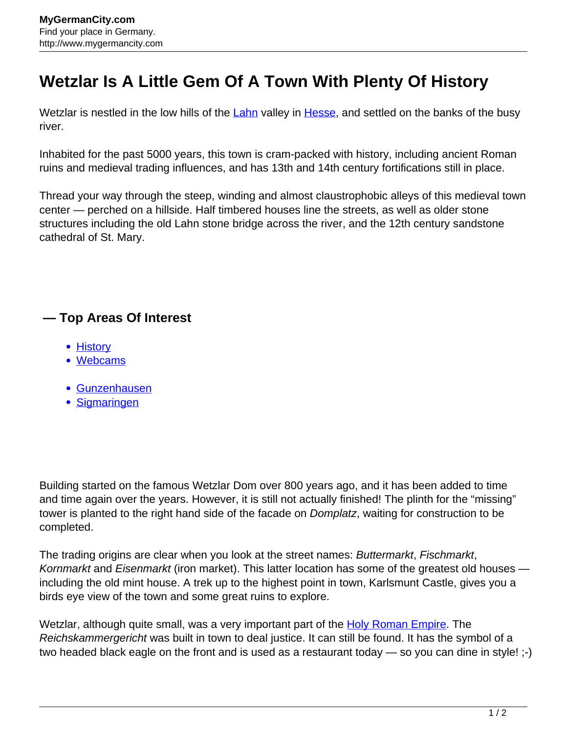# Wetzlar Is A Little Gem Of A Town With Plenty Of History

Wetzlar is nestled in the low hills of the Lahn valley in Hesse, and settled on the banks of the busy river.

Inhabited for the past 5000 years, this town is cram-packed with history, including ancient Roman ruins and medieval trading influences, and has 13th and 14th century fortifications still in place.

Thread your way through the steep, winding and almost claustrophobic alleys of this medieval town center — perched on a hillside. Half timbered houses line the streets, as well as older stone structures including the old Lahn stone bridge across the river, and the 12th century sandstone cathedral of St. Mary.

### — Top Areas Of Interest

- History
- Webcams

- Gunzenhausen
- Sigmaringen

Building started on the famous Wetzlar Dom over 800 years ago, and it has been added to time and time again over the years. However, it is still not actually finished! The plinth for the "missing" tower is planted to the right hand side of the facade on *Domplatz*, waiting for construction to be completed.

The trading origins are clear when you look at the street names: *Buttermarkt*, *Fischmarkt*, *Kornmarkt* and *Eisenmarkt* (iron market). This latter location has some of the greatest old houses — including the old mint house. A trek up to the highest point in town, Karlsmunt Castle, gives you a birds eye view of the town and some great ruins to explore.

Wetzlar, although quite small, was a very important part of the Holy Roman Empire. The *Reichskammergericht* was built in town to deal justice. It can still be found. It has the symbol of a two headed black eagle on the front and is used as a restaurant today — so you can dine in style! ;-)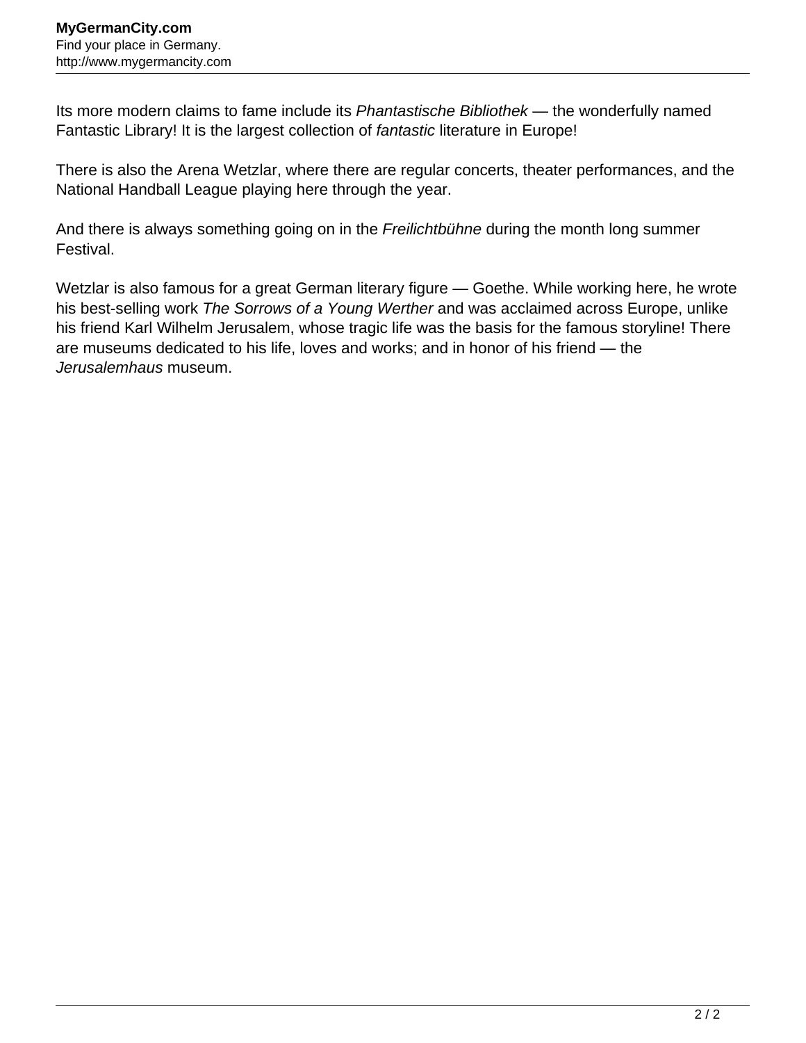Its more modern claims to fame include its *Phantastische Bibliothek* — the wonderfully named Fantastic Library! It is the largest collection of *fantastic* literature in Europe!

There is also the Arena Wetzlar, where there are regular concerts, theater performances, and the National Handball League playing here through the year.

And there is always something going on in the *Freilichtbühne* during the month long summer Festival.

Wetzlar is also famous for a great German literary figure — Goethe. While working here, he wrote his best-selling work *The Sorrows of a Young Werther* and was acclaimed across Europe, unlike his friend Karl Wilhelm Jerusalem, whose tragic life was the basis for the famous storyline! There are museums dedicated to his life, loves and works; and in honor of his friend — the *Jerusalemhaus* museum.